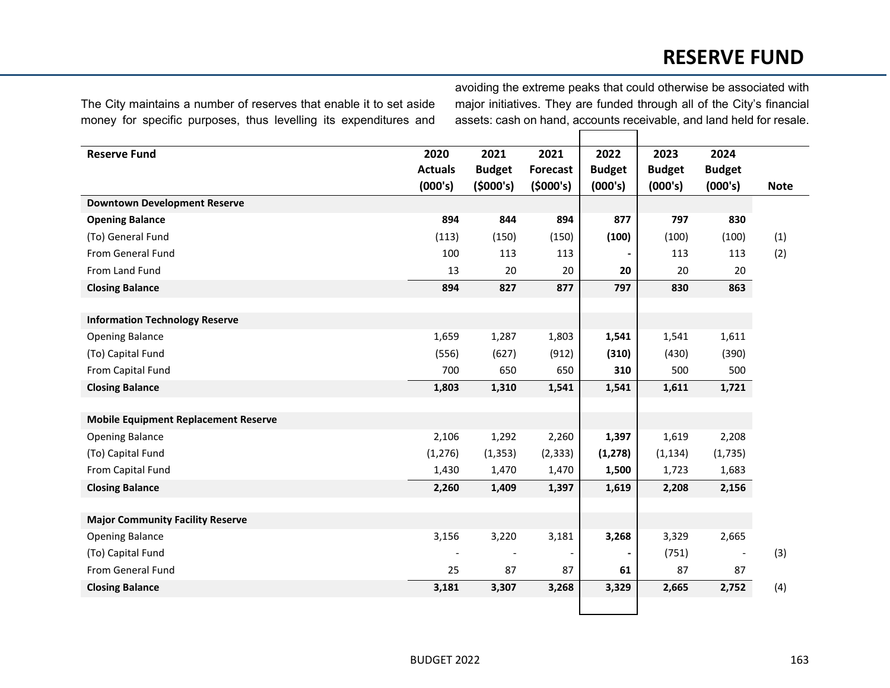# RESERVE FUND

The City maintains a number of reserves that enable it to set aside money for specific purposes, thus levelling its expenditures and avoiding the extreme peaks that could otherwise be associated with major initiatives. They are funded through all of the City's financial assets: cash on hand, accounts receivable, and land held for resale.

| Reserve Fund | 2020 Actuals (000's) | 2021 Budget ($000's) | 2021 Forecast ($000's) | 2022 Budget (000's) | 2023 Budget (000's) | 2024 Budget (000's) | Note |
|---|---|---|---|---|---|---|---|
| **Downtown Development Reserve** | | | | | | | |
| **Opening Balance** | **894** | **844** | **894** | **877** | **797** | **830** | |
| (To) General Fund | (113) | (150) | (150) | **(100)** | (100) | (100) | (1) |
| From General Fund | 100 | 113 | 113 | **-** | 113 | 113 | (2) |
| From Land Fund | 13 | 20 | 20 | **20** | 20 | 20 | |
| **Closing Balance** | **894** | **827** | **877** | **797** | **830** | **863** | |
| | | | | | | | |
| **Information Technology Reserve** | | | | | | | |
| Opening Balance | 1,659 | 1,287 | 1,803 | **1,541** | 1,541 | 1,611 | |
| (To) Capital Fund | (556) | (627) | (912) | **(310)** | (430) | (390) | |
| From Capital Fund | 700 | 650 | 650 | **310** | 500 | 500 | |
| **Closing Balance** | **1,803** | **1,310** | **1,541** | **1,541** | **1,611** | **1,721** | |
| | | | | | | | |
| **Mobile Equipment Replacement Reserve** | | | | | | | |
| Opening Balance | 2,106 | 1,292 | 2,260 | **1,397** | 1,619 | 2,208 | |
| (To) Capital Fund | (1,276) | (1,353) | (2,333) | **(1,278)** | (1,134) | (1,735) | |
| From Capital Fund | 1,430 | 1,470 | 1,470 | **1,500** | 1,723 | 1,683 | |
| **Closing Balance** | **2,260** | **1,409** | **1,397** | **1,619** | **2,208** | **2,156** | |
| | | | | | | | |
| **Major Community Facility Reserve** | | | | | | | |
| Opening Balance | 3,156 | 3,220 | 3,181 | **3,268** | 3,329 | 2,665 | |
| (To) Capital Fund | - | - | - | **-** | (751) | - | (3) |
| From General Fund | 25 | 87 | 87 | **61** | 87 | 87 | |
| **Closing Balance** | **3,181** | **3,307** | **3,268** | **3,329** | **2,665** | **2,752** | (4) |

BUDGET 2022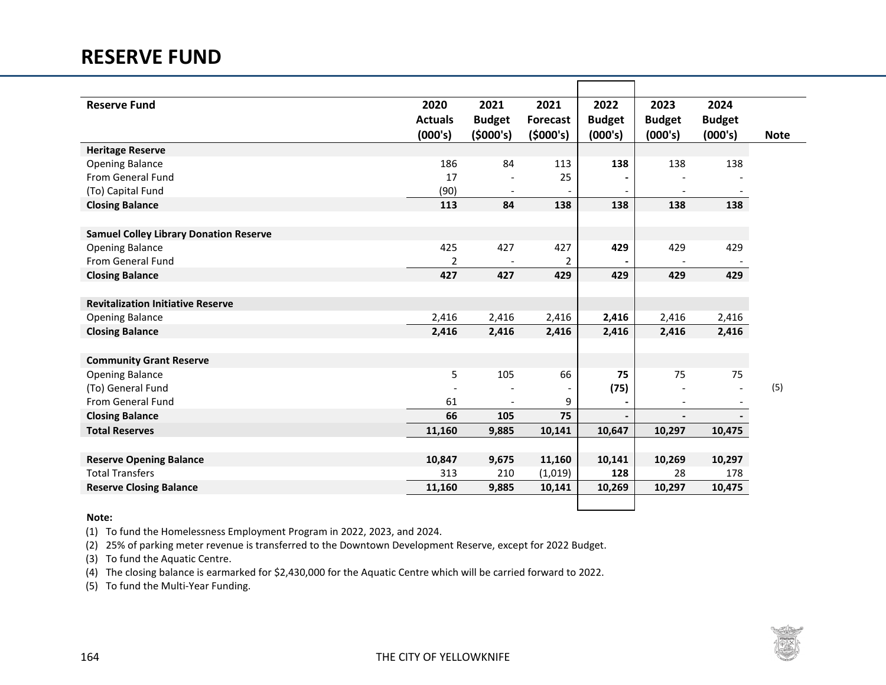# RESERVE FUND

| Reserve Fund | 2020 Actuals (000's) | 2021 Budget ($000's) | 2021 Forecast ($000's) | 2022 Budget (000's) | 2023 Budget (000's) | 2024 Budget (000's) | Note |
|---|---|---|---|---|---|---|---|
| **Heritage Reserve** | | | | | | | |
| Opening Balance | 186 | 84 | 113 | **138** | 138 | 138 | |
| From General Fund | 17 | - | 25 | **-** | - | - | |
| (To) Capital Fund | (90) | - | - | - | - | - | |
| **Closing Balance** | **113** | **84** | **138** | **138** | **138** | **138** | |
| | | | | | | | |
| **Samuel Colley Library Donation Reserve** | | | | | | | |
| Opening Balance | 425 | 427 | 427 | **429** | 429 | 429 | |
| From General Fund | 2 | - | 2 | **-** | - | - | |
| **Closing Balance** | **427** | **427** | **429** | **429** | **429** | **429** | |
| | | | | | | | |
| **Revitalization Initiative Reserve** | | | | | | | |
| Opening Balance | 2,416 | 2,416 | 2,416 | **2,416** | 2,416 | 2,416 | |
| **Closing Balance** | **2,416** | **2,416** | **2,416** | **2,416** | **2,416** | **2,416** | |
| | | | | | | | |
| **Community Grant Reserve** | | | | | | | |
| Opening Balance | 5 | 105 | 66 | **75** | 75 | 75 | |
| (To) General Fund | - | - | - | **(75)** | - | - | (5) |
| From General Fund | 61 | - | 9 | **-** | - | - | |
| **Closing Balance** | **66** | **105** | **75** | **-** | **-** | **-** | |
| **Total Reserves** | **11,160** | **9,885** | **10,141** | **10,647** | **10,297** | **10,475** | |
| | | | | | | | |
| **Reserve Opening Balance** | **10,847** | **9,675** | **11,160** | **10,141** | **10,269** | **10,297** | |
| Total Transfers | 313 | 210 | (1,019) | **128** | 28 | 178 | |
| **Reserve Closing Balance** | **11,160** | **9,885** | **10,141** | **10,269** | **10,297** | **10,475** | |

**Note:**

(1) To fund the Homelessness Employment Program in 2022, 2023, and 2024.
(2) 25% of parking meter revenue is transferred to the Downtown Development Reserve, except for 2022 Budget.
(3) To fund the Aquatic Centre.
(4) The closing balance is earmarked for $2,430,000 for the Aquatic Centre which will be carried forward to 2022.
(5) To fund the Multi-Year Funding.